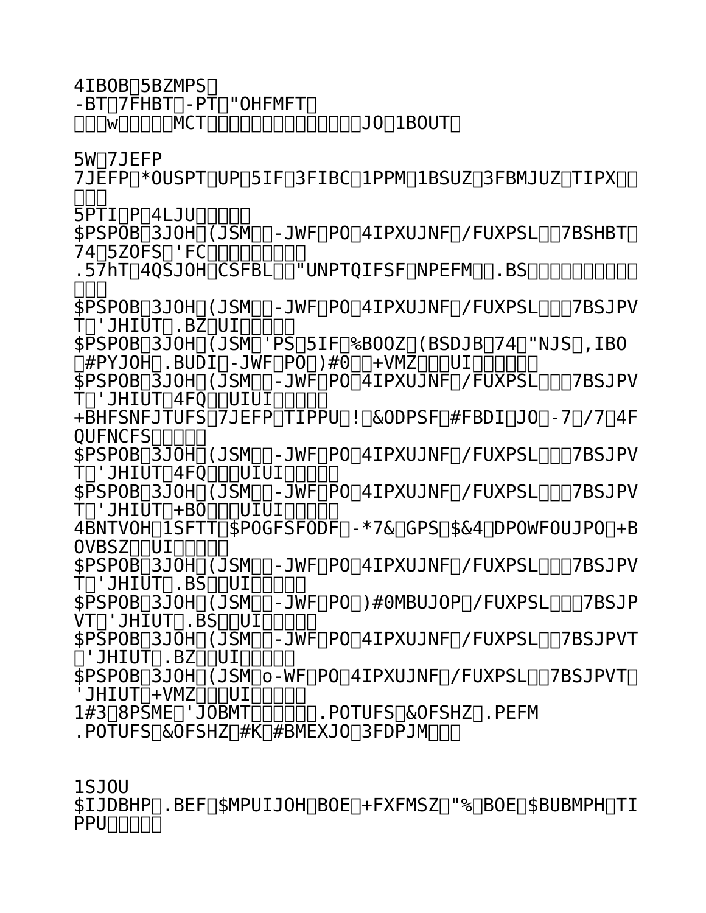4IBOB□5BZMPS□
-BT□7FHBT□-PT□"OHFMFT□
□□□w□□□□□MCT□□□□□□□□□□□□□□□JO□1BOUT□

5W□7JEFP
7JEFP□*OUSPT□UP□5IF□3FIBC□1PPM□1BSUZ□3FBMJUZ□TIPX□□□□□
5PTI□P□4LJU□□□□□
$PSPOB□3JOH□(JSM□□-JWF□PO□4IPXUJNF□/FUXPSL□□7BSHBT□74□5ZOFS□'FC□□□□□□□□□
.57hT□4QSJOH□CSFBL□□"UNPTQIFSF□NPEFM□□.BS□□□□□□□□□□□□
$PSPOB□3JOH□(JSM□□-JWF□PO□4IPXUJNF□/FUXPSL□□□7BSJPVT□'JHIUT□.BZ□UI□□□□□
$PSPOB□3JOH□(JSM□'PS□5IF□%BOOZ□(BSDJB□74□"NJS□,IBO□#PYJOH□.BUDI□-JWF□PO□)#0□□+VMZ□□□UI□□□□□□
$PSPOB□3JOH□(JSM□□-JWF□PO□4IPXUJNF□/FUXPSL□□□7BSJPVT□'JHIUT□4FQ□□UIUI□□□□□
+BHFSNFJTUFS□7JEFP□TIPPU□!□&ODPSF□#FBDI□JO□-7□/7□4FQUFNCFS□□□□□
$PSPOB□3JOH□(JSM□□-JWF□PO□4IPXUJNF□/FUXPSL□□□7BSJPVT□'JHIUT□4FQ□□□UIUI□□□□□
$PSPOB□3JOH□(JSM□□-JWF□PO□4IPXUJNF□/FUXPSL□□□7BSJPVT□'JHIUT□+BO□□□UIUI□□□□□
4BNTVOH□1SFTT□$POGFSFODF□-*7&□GPS□$&4□DPOWFOUJPO□+BOVBSZ□□UI□□□□□
$PSPOB□3JOH□(JSM□□-JWF□PO□4IPXUJNF□/FUXPSL□□□7BSJPVT□'JHIUT□.BS□□UI□□□□□
$PSPOB□3JOH□(JSM□□-JWF□PO□)#0MBUJOP□/FUXPSL□□□7BSJPVT□'JHIUT□.BS□□UI□□□□□
$PSPOB□3JOH□(JSM□□-JWF□PO□4IPXUJNF□/FUXPSL□□7BSJPVT□'JHIUT□.BZ□□UI□□□□□
$PSPOB□3JOH□(JSM□o-WF□PO□4IPXUJNF□/FUXPSL□□7BSJPVT□'JHIUT□+VMZ□□□UI□□□□□
1#3□8PSME□'JOBMT□□□□□□.POTUFS□&OFSHZ□.PEFM
.POTUFS□&OFSHZ□#K□#BMEXJO□3FDPJM□□□

1SJOU
$IJDBHP□.BEF□$MPUIJOH□BOE□+FXFMSZ□"%□BOE□$BUBMPH□TIPPU□□□□□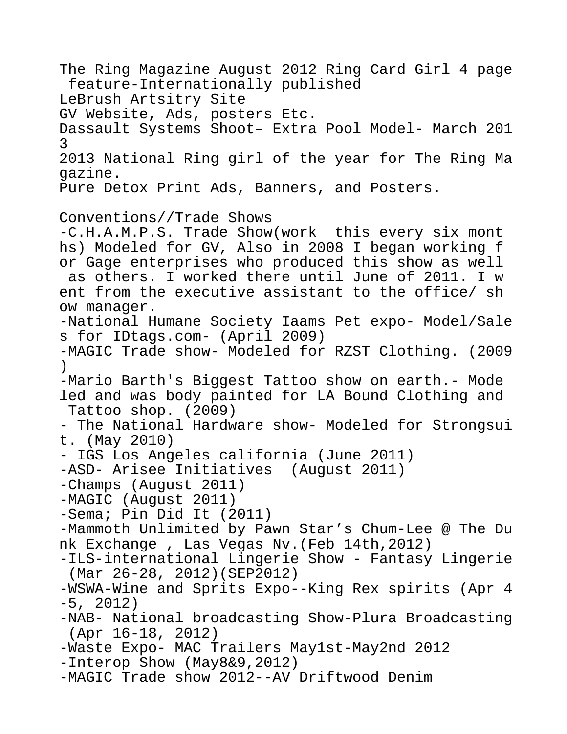The Ring Magazine August 2012 Ring Card Girl 4 page feature-Internationally published
LeBrush Artsitry Site
GV Website, Ads, posters Etc.
Dassault Systems Shoot– Extra Pool Model- March 2013
2013 National Ring girl of the year for The Ring Magazine.
Pure Detox Print Ads, Banners, and Posters.

Conventions//Trade Shows

-C.H.A.M.P.S. Trade Show(work  this every six months) Modeled for GV, Also in 2008 I began working for Gage enterprises who produced this show as well as others. I worked there until June of 2011. I went from the executive assistant to the office/ show manager.
-National Humane Society Iaams Pet expo- Model/Sales for IDtags.com- (April 2009)
-MAGIC Trade show- Modeled for RZST Clothing. (2009)
-Mario Barth's Biggest Tattoo show on earth.- Modeled and was body painted for LA Bound Clothing and Tattoo shop. (2009)
- The National Hardware show- Modeled for Strongsuit. (May 2010)
- IGS Los Angeles california (June 2011)
-ASD- Arisee Initiatives  (August 2011)
-Champs (August 2011)
-MAGIC (August 2011)
-Sema; Pin Did It (2011)
-Mammoth Unlimited by Pawn Star's Chum-Lee @ The Dunk Exchange , Las Vegas Nv.(Feb 14th,2012)
-ILS-international Lingerie Show - Fantasy Lingerie (Mar 26-28, 2012)(SEP2012)
-WSWA-Wine and Sprits Expo--King Rex spirits (Apr 4-5, 2012)
-NAB- National broadcasting Show-Plura Broadcasting (Apr 16-18, 2012)
-Waste Expo- MAC Trailers May1st-May2nd 2012
-Interop Show (May8&9,2012)
-MAGIC Trade show 2012--AV Driftwood Denim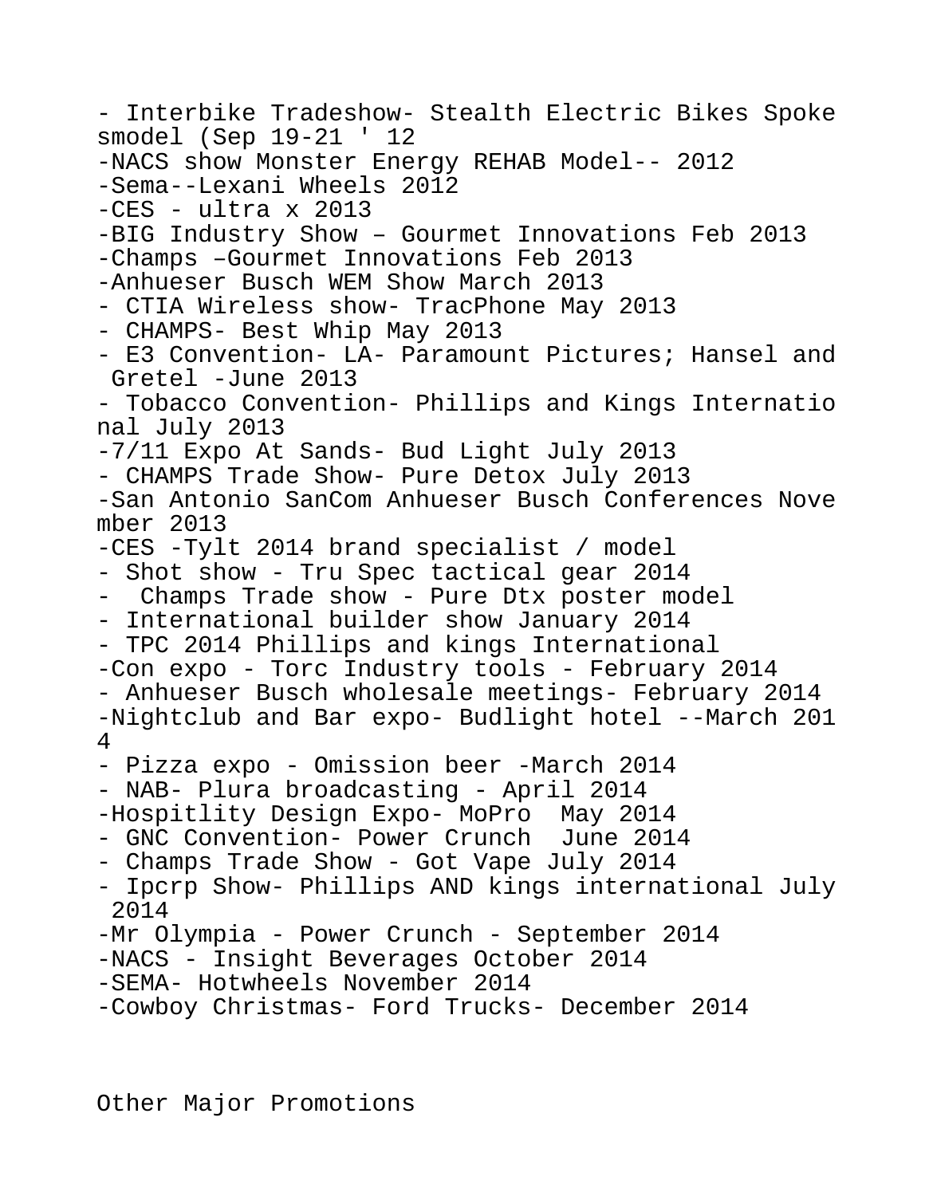- Interbike Tradeshow- Stealth Electric Bikes Spokesmodel (Sep 19-21 ' 12
- NACS show Monster Energy REHAB Model-- 2012
- Sema--Lexani Wheels 2012
- CES - ultra x 2013
- BIG Industry Show – Gourmet Innovations Feb 2013
- Champs –Gourmet Innovations Feb 2013
- Anhueser Busch WEM Show March 2013
- CTIA Wireless show- TracPhone May 2013
- CHAMPS- Best Whip May 2013
- E3 Convention- LA- Paramount Pictures; Hansel and Gretel -June 2013
- Tobacco Convention- Phillips and Kings International July 2013
- 7/11 Expo At Sands- Bud Light July 2013
- CHAMPS Trade Show- Pure Detox July 2013
- San Antonio SanCom Anhueser Busch Conferences November 2013
- CES -Tylt 2014 brand specialist / model
- Shot show - Tru Spec tactical gear 2014
- Champs Trade show - Pure Dtx poster model
- International builder show January 2014
- TPC 2014 Phillips and kings International
- Con expo - Torc Industry tools - February 2014
- Anhueser Busch wholesale meetings- February 2014
- Nightclub and Bar expo- Budlight hotel --March 2014
- Pizza expo - Omission beer -March 2014
- NAB- Plura broadcasting - April 2014
- Hospitlity Design Expo- MoPro May 2014
- GNC Convention- Power Crunch June 2014
- Champs Trade Show - Got Vape July 2014
- Ipcrp Show- Phillips AND kings international July 2014
- Mr Olympia - Power Crunch - September 2014
- NACS - Insight Beverages October 2014
- SEMA- Hotwheels November 2014
- Cowboy Christmas- Ford Trucks- December 2014

Other Major Promotions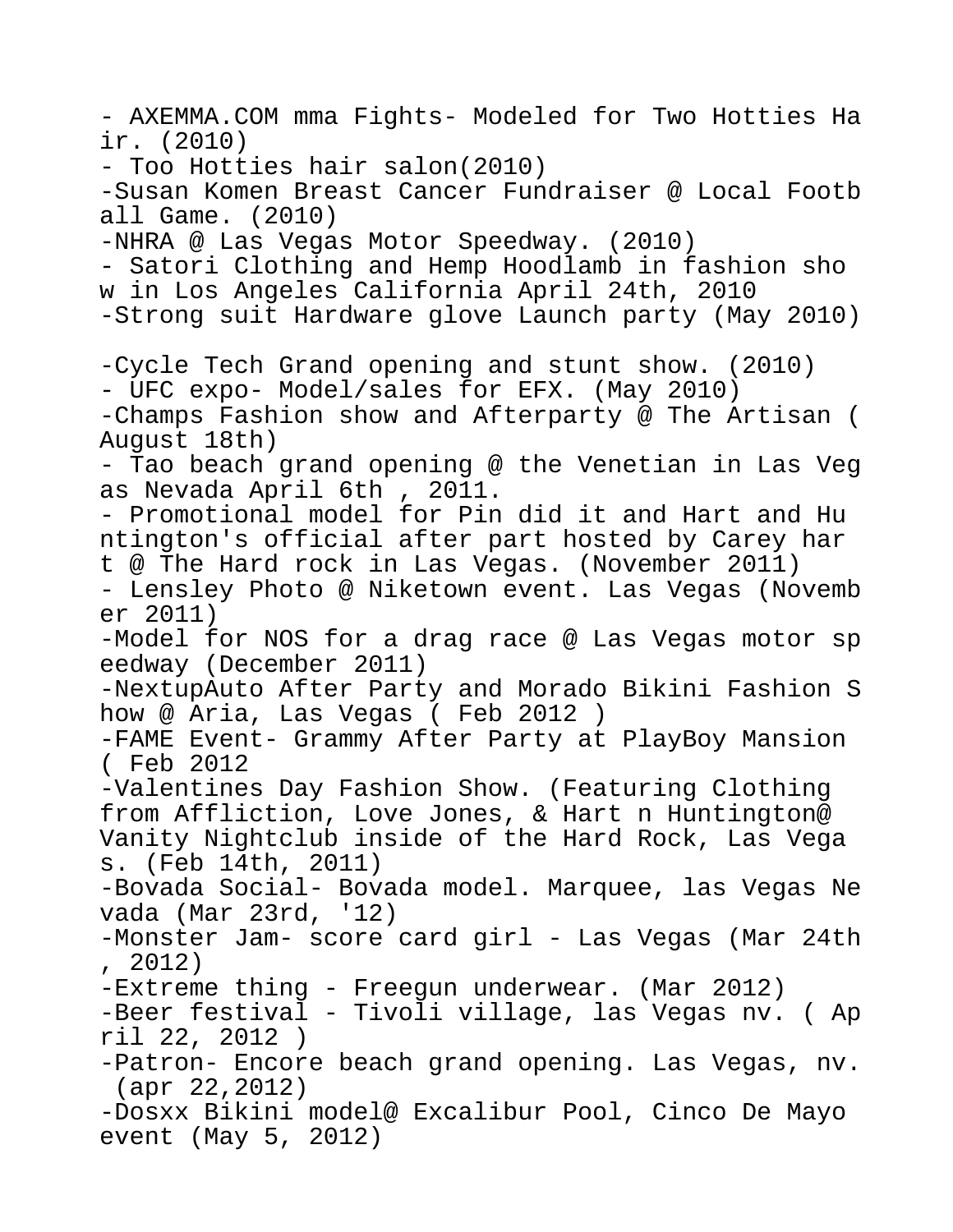- AXEMMA.COM mma Fights- Modeled for Two Hotties Hair. (2010)
- Too Hotties hair salon(2010)
-Susan Komen Breast Cancer Fundraiser @ Local Football Game. (2010)
-NHRA @ Las Vegas Motor Speedway. (2010)
- Satori Clothing and Hemp Hoodlamb in fashion show in Los Angeles California April 24th, 2010
-Strong suit Hardware glove Launch party (May 2010)

-Cycle Tech Grand opening and stunt show. (2010)
- UFC expo- Model/sales for EFX. (May 2010)
-Champs Fashion show and Afterparty @ The Artisan (August 18th)
- Tao beach grand opening @ the Venetian in Las Vegas Nevada April 6th , 2011.
- Promotional model for Pin did it and Hart and Huntington's official after part hosted by Carey hart @ The Hard rock in Las Vegas. (November 2011)
- Lensley Photo @ Niketown event. Las Vegas (November 2011)
-Model for NOS for a drag race @ Las Vegas motor speedway (December 2011)
-NextupAuto After Party and Morado Bikini Fashion Show @ Aria, Las Vegas ( Feb 2012 )
-FAME Event- Grammy After Party at PlayBoy Mansion ( Feb 2012
-Valentines Day Fashion Show. (Featuring Clothing from Affliction, Love Jones, & Hart n Huntington@ Vanity Nightclub inside of the Hard Rock, Las Vegas. (Feb 14th, 2011)
-Bovada Social- Bovada model. Marquee, las Vegas Nevada (Mar 23rd, '12)
-Monster Jam- score card girl - Las Vegas (Mar 24th, 2012)
-Extreme thing - Freegun underwear. (Mar 2012)
-Beer festival - Tivoli village, las Vegas nv. ( April 22, 2012 )
-Patron- Encore beach grand opening. Las Vegas, nv. (apr 22,2012)
-Dosxx Bikini model@ Excalibur Pool, Cinco De Mayo event (May 5, 2012)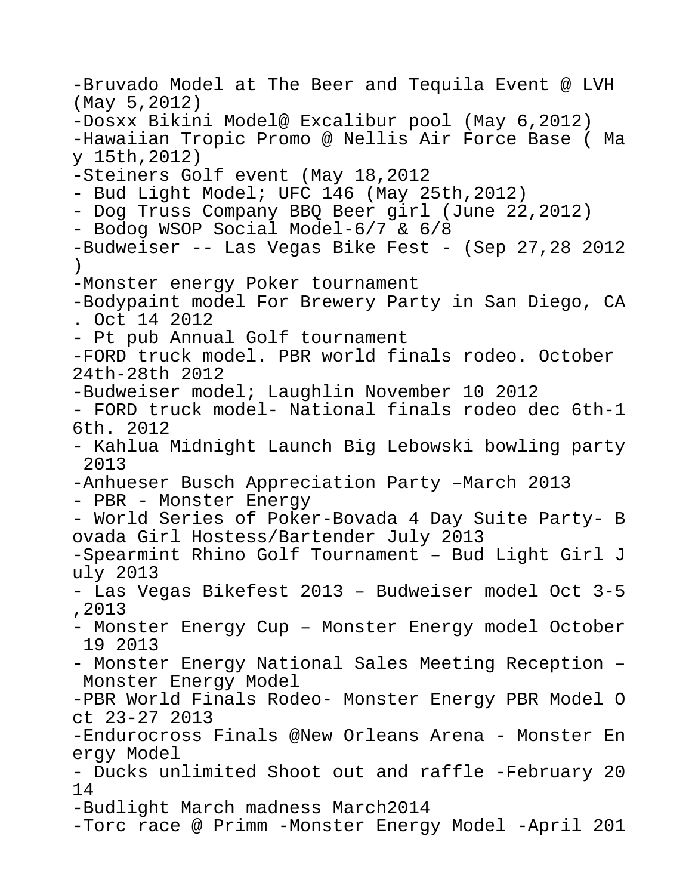-Bruvado Model at The Beer and Tequila Event @ LVH (May 5,2012)
-Dosxx Bikini Model@ Excalibur pool (May 6,2012)
-Hawaiian Tropic Promo @ Nellis Air Force Base ( May 15th,2012)
-Steiners Golf event (May 18,2012
- Bud Light Model; UFC 146 (May 25th,2012)
- Dog Truss Company BBQ Beer girl (June 22,2012)
- Bodog WSOP Social Model-6/7 & 6/8
-Budweiser -- Las Vegas Bike Fest - (Sep 27,28 2012 )
-Monster energy Poker tournament
-Bodypaint model For Brewery Party in San Diego, CA. Oct 14 2012
- Pt pub Annual Golf tournament
-FORD truck model. PBR world finals rodeo. October 24th-28th 2012
-Budweiser model; Laughlin November 10 2012
- FORD truck model- National finals rodeo dec 6th-16th. 2012
- Kahlua Midnight Launch Big Lebowski bowling party 2013
-Anhueser Busch Appreciation Party –March 2013
- PBR - Monster Energy
- World Series of Poker-Bovada 4 Day Suite Party- Bovada Girl Hostess/Bartender July 2013
-Spearmint Rhino Golf Tournament – Bud Light Girl July 2013
- Las Vegas Bikefest 2013 – Budweiser model Oct 3-5,2013
- Monster Energy Cup – Monster Energy model October 19 2013
- Monster Energy National Sales Meeting Reception – Monster Energy Model
-PBR World Finals Rodeo- Monster Energy PBR Model Oct 23-27 2013
-Endurocross Finals @New Orleans Arena - Monster Energy Model
- Ducks unlimited Shoot out and raffle -February 2014
-Budlight March madness March2014
-Torc race @ Primm -Monster Energy Model -April 201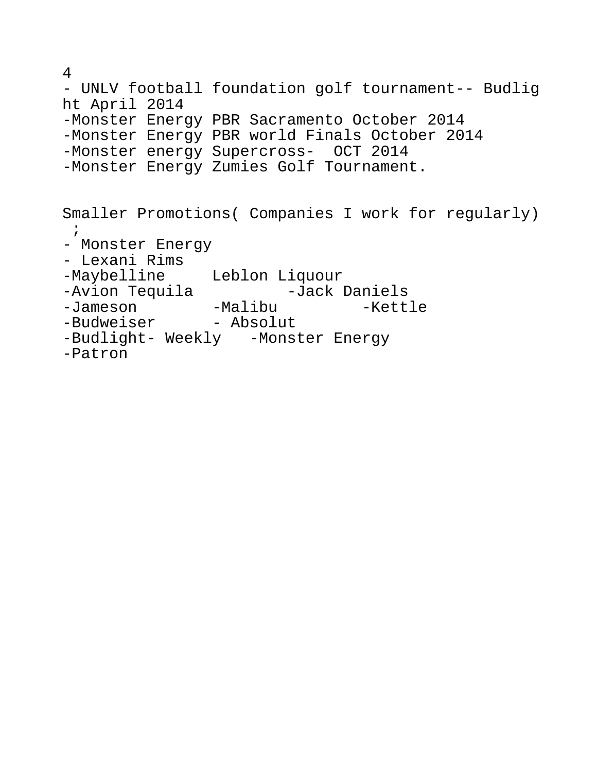4

- UNLV football foundation golf tournament-- Budlight April 2014
- Monster Energy PBR Sacramento October 2014
- Monster Energy PBR world Finals October 2014
- Monster energy Supercross- OCT 2014
- Monster Energy Zumies Golf Tournament.

Smaller Promotions( Companies I work for regularly) ;

- Monster Energy
- Lexani Rims
- Maybelline
- Leblon Liquour
- Avion Tequila
- Jack Daniels
- Jameson
- Malibu
- Kettle
- Budweiser
- Absolut
- Budlight- Weekly
- Monster Energy
- Patron